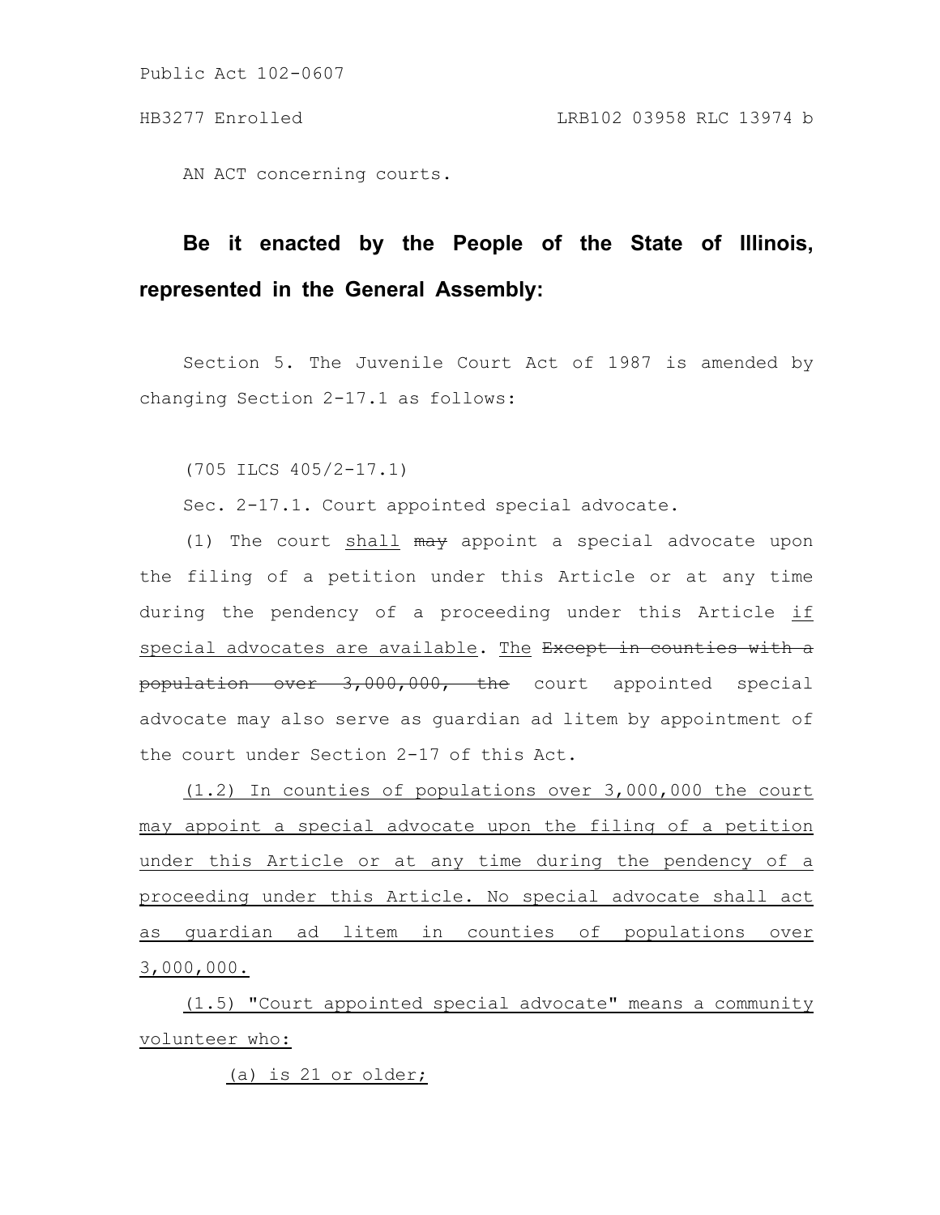Public Act 102-0607

HB3277 Enrolled LRB102 03958 RLC 13974 b

AN ACT concerning courts.

**Be it enacted by the People of the State of Illinois, represented in the General Assembly:**

Section 5. The Juvenile Court Act of 1987 is amended by changing Section 2-17.1 as follows:

(705 ILCS 405/2-17.1)

Sec. 2-17.1. Court appointed special advocate.

(1) The court <u>shall</u> ~~may~~ appoint a special advocate upon the filing of a petition under this Article or at any time during the pendency of a proceeding under this Article <u>if special advocates are available</u>. <u>The</u> ~~Except in counties with a population over 3,000,000, the~~ court appointed special advocate may also serve as guardian ad litem by appointment of the court under Section 2-17 of this Act.

<u>(1.2) In counties of populations over 3,000,000 the court may appoint a special advocate upon the filing of a petition under this Article or at any time during the pendency of a proceeding under this Article. No special advocate shall act as guardian ad litem in counties of populations over 3,000,000.</u>

<u>(1.5) "Court appointed special advocate" means a community volunteer who:</u>

<u>(a) is 21 or older;</u>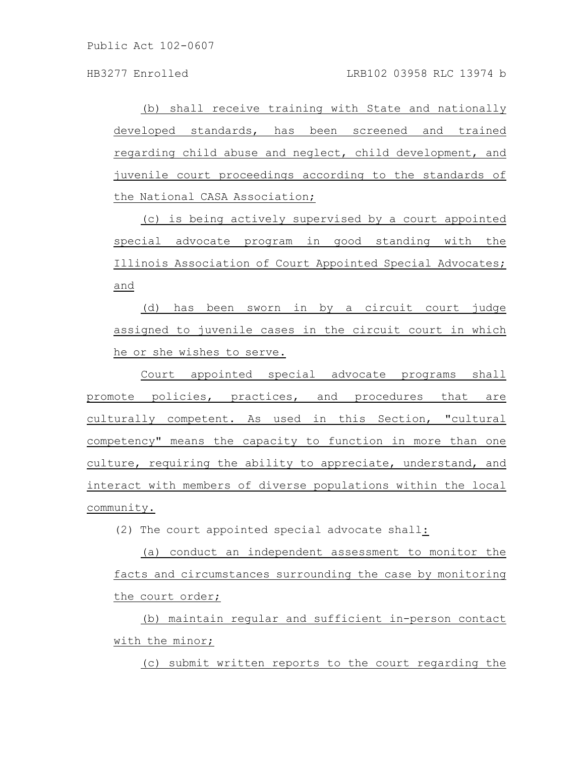(b) shall receive training with State and nationally developed standards, has been screened and trained regarding child abuse and neglect, child development, and juvenile court proceedings according to the standards of the National CASA Association;

(c) is being actively supervised by a court appointed special advocate program in good standing with the Illinois Association of Court Appointed Special Advocates; and

(d) has been sworn in by a circuit court judge assigned to juvenile cases in the circuit court in which he or she wishes to serve.

Court appointed special advocate programs shall promote policies, practices, and procedures that are culturally competent. As used in this Section, "cultural competency" means the capacity to function in more than one culture, requiring the ability to appreciate, understand, and interact with members of diverse populations within the local community.

(2) The court appointed special advocate shall:

(a) conduct an independent assessment to monitor the facts and circumstances surrounding the case by monitoring the court order;

(b) maintain regular and sufficient in-person contact with the minor;

(c) submit written reports to the court regarding the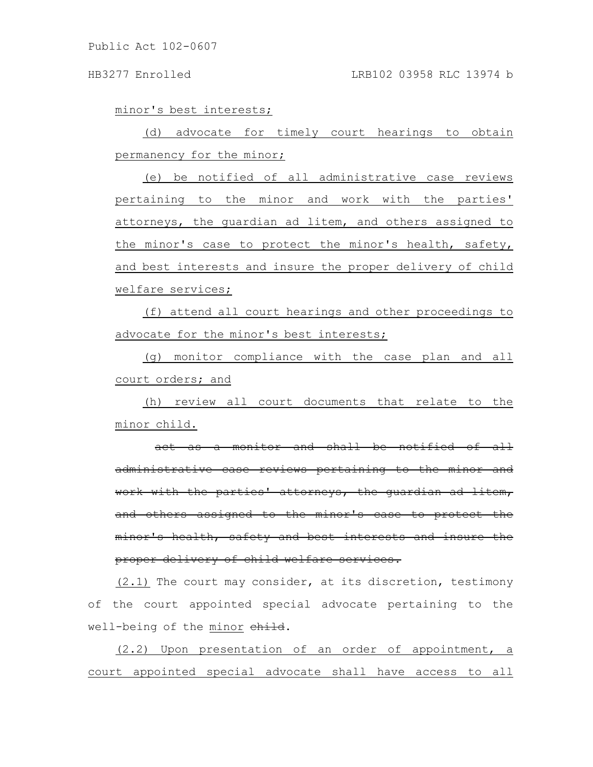minor's best interests;

(d) advocate for timely court hearings to obtain permanency for the minor;

(e) be notified of all administrative case reviews pertaining to the minor and work with the parties' attorneys, the guardian ad litem, and others assigned to the minor's case to protect the minor's health, safety, and best interests and insure the proper delivery of child welfare services;

(f) attend all court hearings and other proceedings to advocate for the minor's best interests;

(g) monitor compliance with the case plan and all court orders; and

(h) review all court documents that relate to the minor child.

~~act as a monitor and shall be notified of all administrative case reviews pertaining to the minor and work with the parties' attorneys, the guardian ad litem, and others assigned to the minor's case to protect the minor's health, safety and best interests and insure the proper delivery of child welfare services.~~

(2.1) The court may consider, at its discretion, testimony of the court appointed special advocate pertaining to the well-being of the minor ~~child~~.

(2.2) Upon presentation of an order of appointment, a court appointed special advocate shall have access to all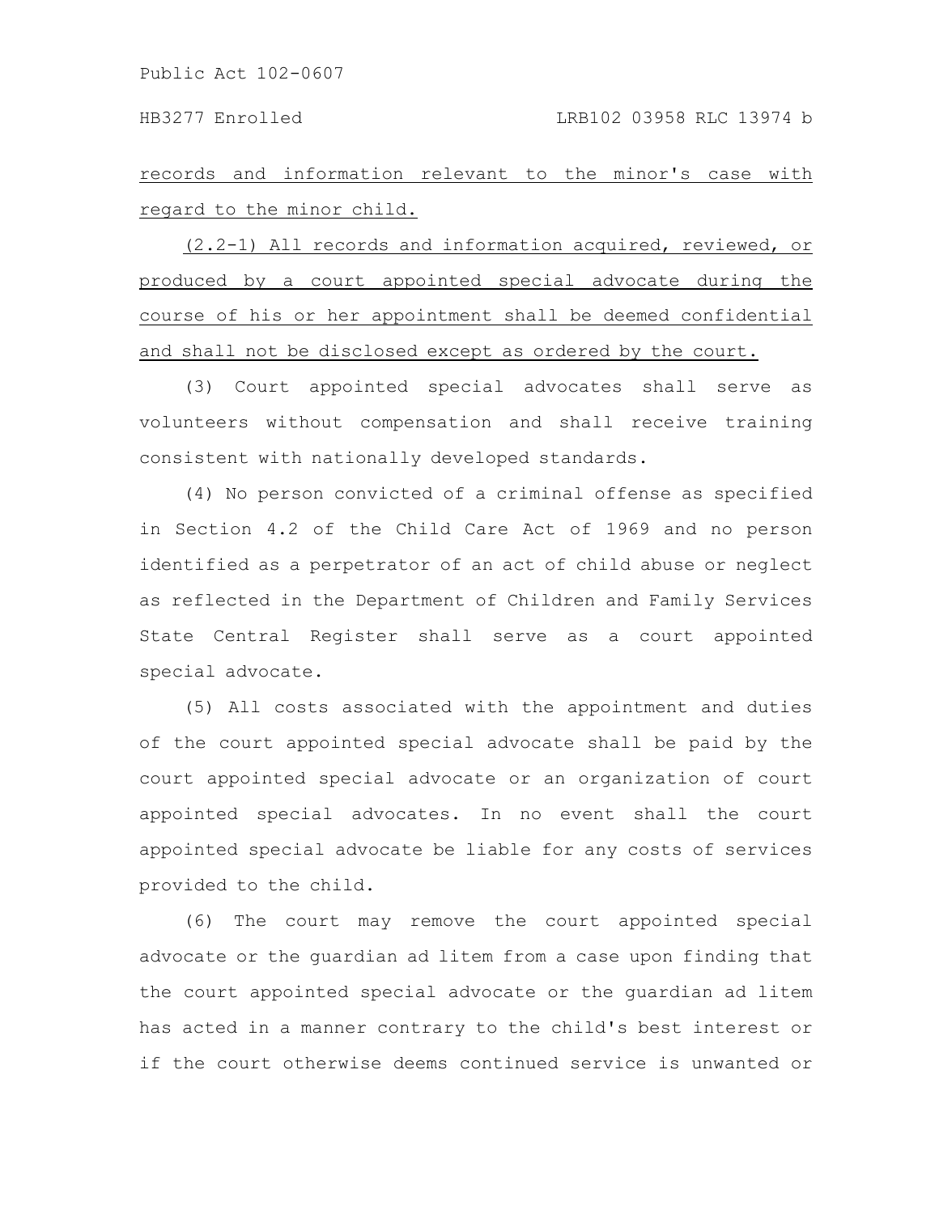records and information relevant to the minor's case with regard to the minor child.

(2.2-1) All records and information acquired, reviewed, or produced by a court appointed special advocate during the course of his or her appointment shall be deemed confidential and shall not be disclosed except as ordered by the court.

(3) Court appointed special advocates shall serve as volunteers without compensation and shall receive training consistent with nationally developed standards.

(4) No person convicted of a criminal offense as specified in Section 4.2 of the Child Care Act of 1969 and no person identified as a perpetrator of an act of child abuse or neglect as reflected in the Department of Children and Family Services State Central Register shall serve as a court appointed special advocate.

(5) All costs associated with the appointment and duties of the court appointed special advocate shall be paid by the court appointed special advocate or an organization of court appointed special advocates. In no event shall the court appointed special advocate be liable for any costs of services provided to the child.

(6) The court may remove the court appointed special advocate or the guardian ad litem from a case upon finding that the court appointed special advocate or the guardian ad litem has acted in a manner contrary to the child's best interest or if the court otherwise deems continued service is unwanted or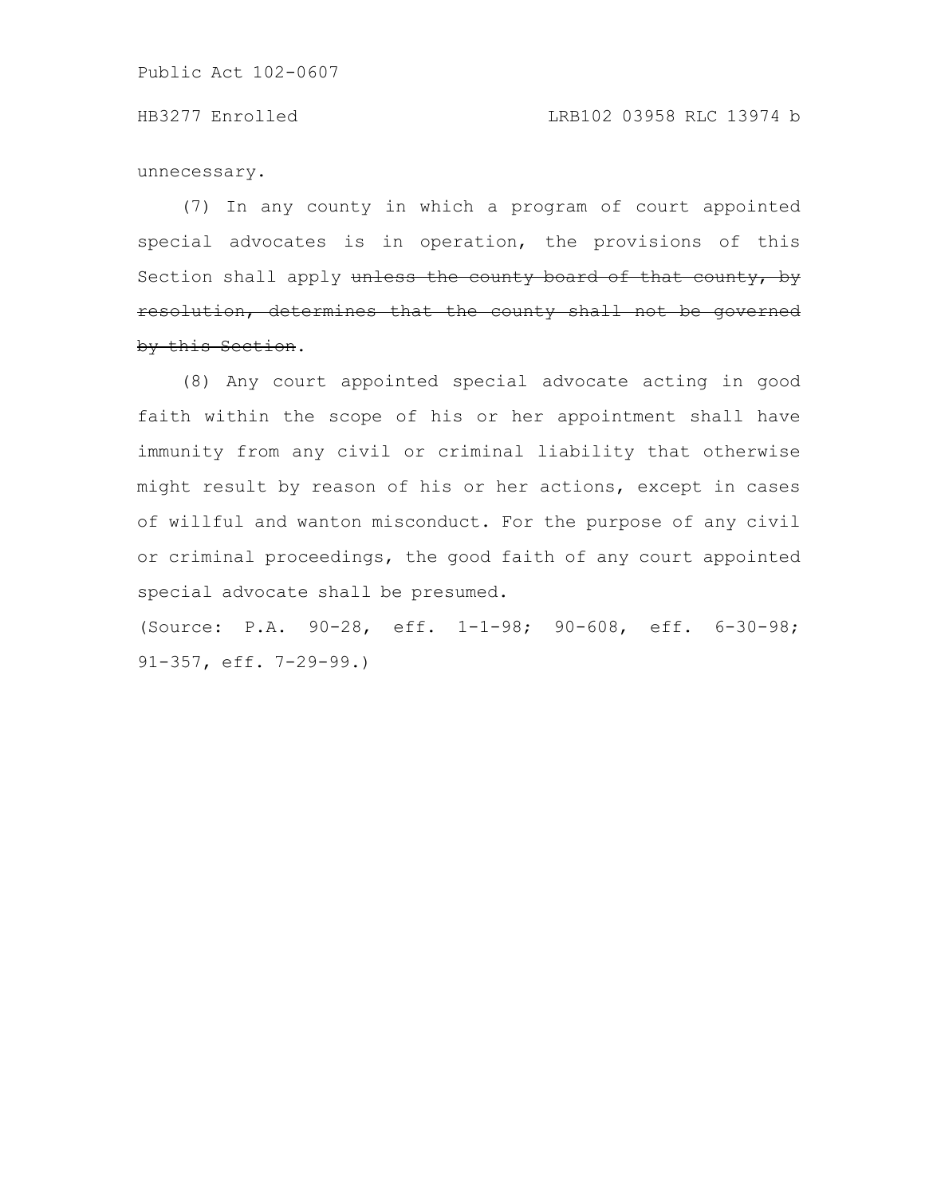unnecessary.

(7) In any county in which a program of court appointed special advocates is in operation, the provisions of this Section shall apply ~~unless the county board of that county, by resolution, determines that the county shall not be governed by this Section~~.

(8) Any court appointed special advocate acting in good faith within the scope of his or her appointment shall have immunity from any civil or criminal liability that otherwise might result by reason of his or her actions, except in cases of willful and wanton misconduct. For the purpose of any civil or criminal proceedings, the good faith of any court appointed special advocate shall be presumed.

(Source: P.A. 90-28, eff. 1-1-98; 90-608, eff. 6-30-98; 91-357, eff. 7-29-99.)